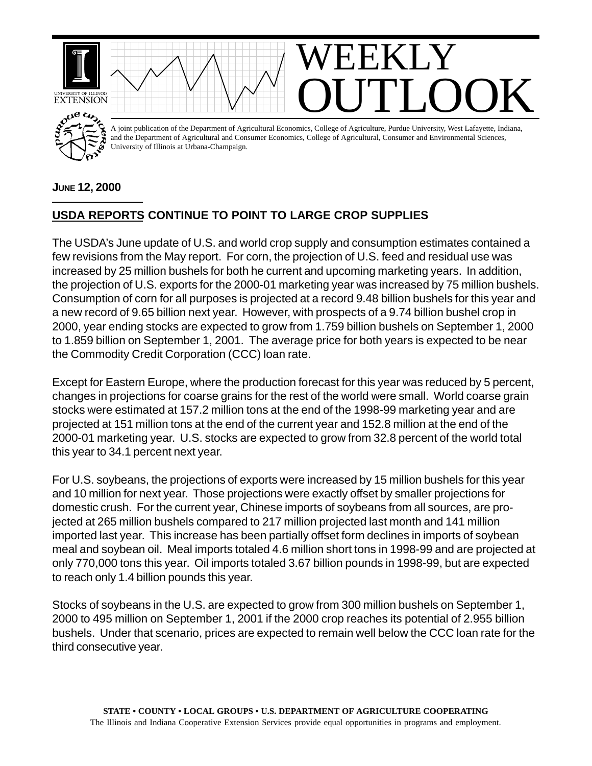# WEEKLY OUTLOOK

A joint publication of the Department of Agricultural Economics, College of Agriculture, Purdue University, West Lafayette, Indiana, and the Department of Agricultural and Consumer Economics, College of Agricultural, Consumer and Environmental Sciences, University of Illinois at Urbana-Champaign.

**JUNE 12, 2000**

## USDA REPORTS CONTINUE TO POINT TO LARGE CROP SUPPLIES

The USDA's June update of U.S. and world crop supply and consumption estimates contained a few revisions from the May report. For corn, the projection of U.S. feed and residual use was increased by 25 million bushels for both he current and upcoming marketing years. In addition, the projection of U.S. exports for the 2000-01 marketing year was increased by 75 million bushels. Consumption of corn for all purposes is projected at a record 9.48 billion bushels for this year and a new record of 9.65 billion next year. However, with prospects of a 9.74 billion bushel crop in 2000, year ending stocks are expected to grow from 1.759 billion bushels on September 1, 2000 to 1.859 billion on September 1, 2001. The average price for both years is expected to be near the Commodity Credit Corporation (CCC) loan rate.

Except for Eastern Europe, where the production forecast for this year was reduced by 5 percent, changes in projections for coarse grains for the rest of the world were small. World coarse grain stocks were estimated at 157.2 million tons at the end of the 1998-99 marketing year and are projected at 151 million tons at the end of the current year and 152.8 million at the end of the 2000-01 marketing year. U.S. stocks are expected to grow from 32.8 percent of the world total this year to 34.1 percent next year.

For U.S. soybeans, the projections of exports were increased by 15 million bushels for this year and 10 million for next year. Those projections were exactly offset by smaller projections for domestic crush. For the current year, Chinese imports of soybeans from all sources, are projected at 265 million bushels compared to 217 million projected last month and 141 million imported last year. This increase has been partially offset form declines in imports of soybean meal and soybean oil. Meal imports totaled 4.6 million short tons in 1998-99 and are projected at only 770,000 tons this year. Oil imports totaled 3.67 billion pounds in 1998-99, but are expected to reach only 1.4 billion pounds this year.

Stocks of soybeans in the U.S. are expected to grow from 300 million bushels on September 1, 2000 to 495 million on September 1, 2001 if the 2000 crop reaches its potential of 2.955 billion bushels. Under that scenario, prices are expected to remain well below the CCC loan rate for the third consecutive year.

**STATE • COUNTY • LOCAL GROUPS • U.S. DEPARTMENT OF AGRICULTURE COOPERATING**
The Illinois and Indiana Cooperative Extension Services provide equal opportunities in programs and employment.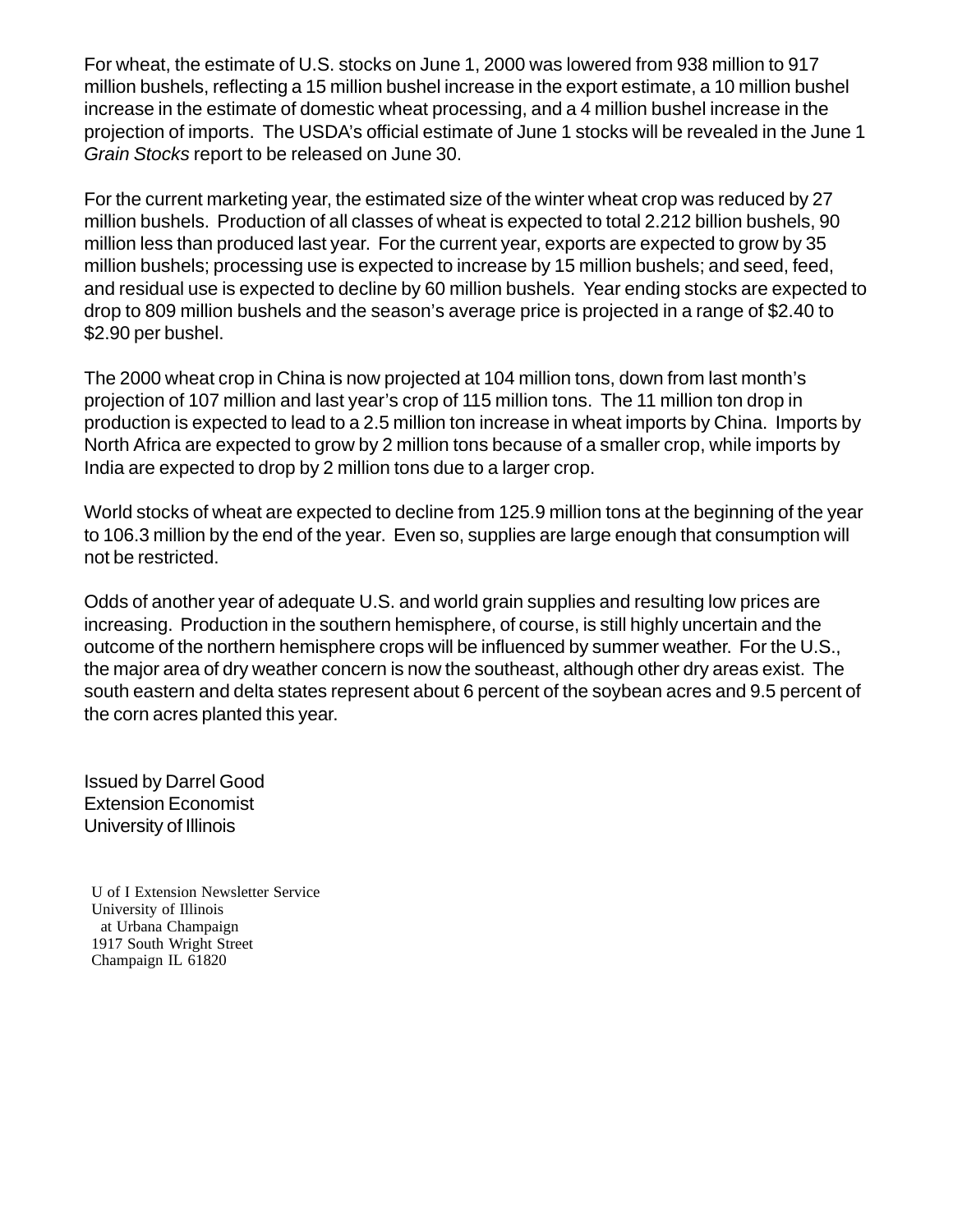For wheat, the estimate of U.S. stocks on June 1, 2000 was lowered from 938 million to 917 million bushels, reflecting a 15 million bushel increase in the export estimate, a 10 million bushel increase in the estimate of domestic wheat processing, and a 4 million bushel increase in the projection of imports. The USDA's official estimate of June 1 stocks will be revealed in the June 1 *Grain Stocks* report to be released on June 30.

For the current marketing year, the estimated size of the winter wheat crop was reduced by 27 million bushels. Production of all classes of wheat is expected to total 2.212 billion bushels, 90 million less than produced last year. For the current year, exports are expected to grow by 35 million bushels; processing use is expected to increase by 15 million bushels; and seed, feed, and residual use is expected to decline by 60 million bushels. Year ending stocks are expected to drop to 809 million bushels and the season's average price is projected in a range of $2.40 to $2.90 per bushel.

The 2000 wheat crop in China is now projected at 104 million tons, down from last month's projection of 107 million and last year's crop of 115 million tons. The 11 million ton drop in production is expected to lead to a 2.5 million ton increase in wheat imports by China. Imports by North Africa are expected to grow by 2 million tons because of a smaller crop, while imports by India are expected to drop by 2 million tons due to a larger crop.

World stocks of wheat are expected to decline from 125.9 million tons at the beginning of the year to 106.3 million by the end of the year. Even so, supplies are large enough that consumption will not be restricted.

Odds of another year of adequate U.S. and world grain supplies and resulting low prices are increasing. Production in the southern hemisphere, of course, is still highly uncertain and the outcome of the northern hemisphere crops will be influenced by summer weather. For the U.S., the major area of dry weather concern is now the southeast, although other dry areas exist. The south eastern and delta states represent about 6 percent of the soybean acres and 9.5 percent of the corn acres planted this year.

Issued by Darrel Good
Extension Economist
University of Illinois

U of I Extension Newsletter Service
University of Illinois
at Urbana Champaign
1917 South Wright Street
Champaign IL 61820